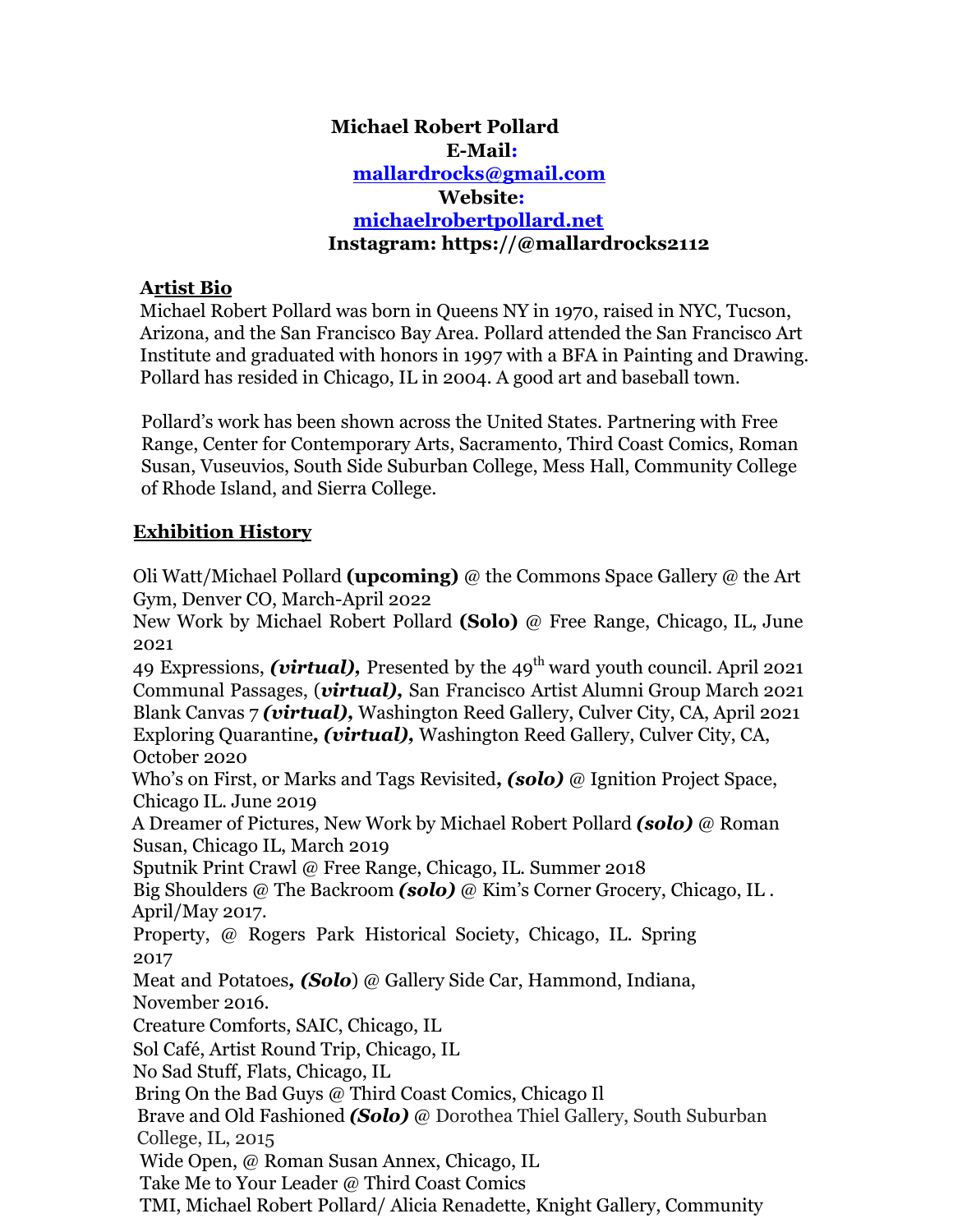**Michael Robert Pollard**
**E-Mail:**
**[mallardrocks@gmail.com](mailto:mallardrocks@gmail.com)**
**Website:**
**[michaelrobertpollard.net](http://michaelrobertpollard.net)**
**Instagram: https://@mallardrocks2112**

## Artist Bio

Michael Robert Pollard was born in Queens NY in 1970, raised in NYC, Tucson, Arizona, and the San Francisco Bay Area. Pollard attended the San Francisco Art Institute and graduated with honors in 1997 with a BFA in Painting and Drawing. Pollard has resided in Chicago, IL in 2004. A good art and baseball town.

Pollard's work has been shown across the United States. Partnering with Free Range, Center for Contemporary Arts, Sacramento, Third Coast Comics, Roman Susan, Vuseuvios, South Side Suburban College, Mess Hall, Community College of Rhode Island, and Sierra College.

## Exhibition History

Oli Watt/Michael Pollard **(upcoming)** @ the Commons Space Gallery @ the Art Gym, Denver CO, March-April 2022
New Work by Michael Robert Pollard **(Solo)** @ Free Range, Chicago, IL, June 2021
49 Expressions, ***(virtual),*** Presented by the 49th ward youth council. April 2021
Communal Passages, (***virtual),*** San Francisco Artist Alumni Group March 2021
Blank Canvas 7 ***(virtual),*** Washington Reed Gallery, Culver City, CA, April 2021
Exploring Quarantine***, (virtual),*** Washington Reed Gallery, Culver City, CA, October 2020
Who's on First, or Marks and Tags Revisited***, (solo)*** @ Ignition Project Space, Chicago IL. June 2019
A Dreamer of Pictures, New Work by Michael Robert Pollard ***(solo)*** @ Roman Susan, Chicago IL, March 2019
Sputnik Print Crawl @ Free Range, Chicago, IL. Summer 2018
Big Shoulders @ The Backroom ***(solo)*** @ Kim's Corner Grocery, Chicago, IL . April/May 2017.
Property, @ Rogers Park Historical Society, Chicago, IL. Spring 2017
Meat and Potatoes***, (Solo***) @ Gallery Side Car, Hammond, Indiana, November 2016.
Creature Comforts, SAIC, Chicago, IL
Sol Café, Artist Round Trip, Chicago, IL
No Sad Stuff, Flats, Chicago, IL
Bring On the Bad Guys @ Third Coast Comics, Chicago Il
Brave and Old Fashioned ***(Solo)*** @ Dorothea Thiel Gallery, South Suburban College, IL, 2015
Wide Open, @ Roman Susan Annex, Chicago, IL
Take Me to Your Leader @ Third Coast Comics
TMI, Michael Robert Pollard/ Alicia Renadette, Knight Gallery, Community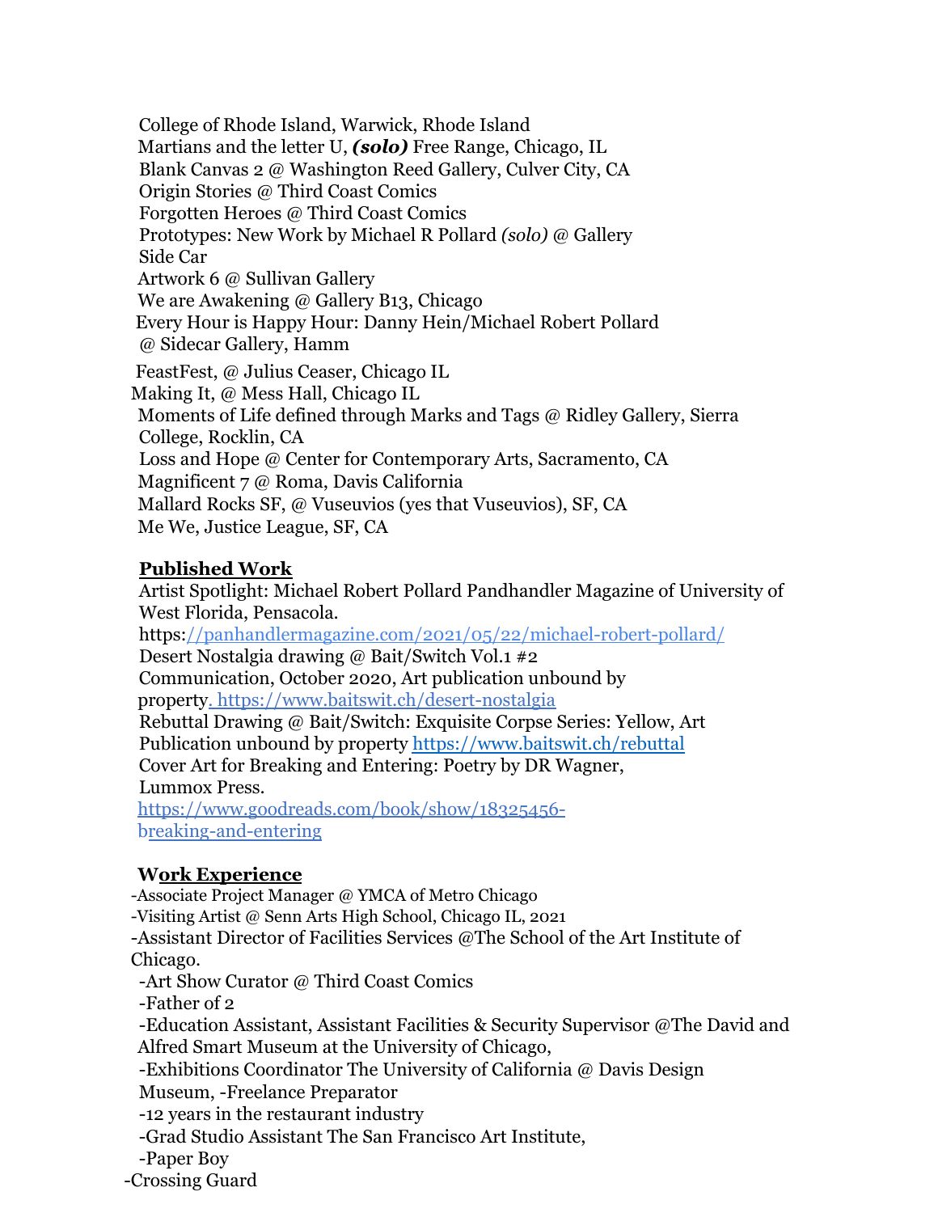College of Rhode Island, Warwick, Rhode Island
Martians and the letter U, ***(solo)*** Free Range, Chicago, IL
Blank Canvas 2 @ Washington Reed Gallery, Culver City, CA
Origin Stories @ Third Coast Comics
Forgotten Heroes @ Third Coast Comics
Prototypes: New Work by Michael R Pollard *(solo)* @ Gallery Side Car
Artwork 6 @ Sullivan Gallery
We are Awakening @ Gallery B13, Chicago
Every Hour is Happy Hour: Danny Hein/Michael Robert Pollard @ Sidecar Gallery, Hamm
FeastFest, @ Julius Ceaser, Chicago IL
Making It, @ Mess Hall, Chicago IL
Moments of Life defined through Marks and Tags @ Ridley Gallery, Sierra College, Rocklin, CA
Loss and Hope @ Center for Contemporary Arts, Sacramento, CA
Magnificent 7 @ Roma, Davis California
Mallard Rocks SF, @ Vuseuvios (yes that Vuseuvios), SF, CA
Me We, Justice League, SF, CA

## Published Work

Artist Spotlight: Michael Robert Pollard Pandhandler Magazine of University of West Florida, Pensacola.
https://panhandlermagazine.com/2021/05/22/michael-robert-pollard/
Desert Nostalgia drawing @ Bait/Switch Vol.1 #2
Communication, October 2020, Art publication unbound by property. https://www.baitswit.ch/desert-nostalgia
Rebuttal Drawing @ Bait/Switch: Exquisite Corpse Series: Yellow, Art Publication unbound by property https://www.baitswit.ch/rebuttal
Cover Art for Breaking and Entering: Poetry by DR Wagner, Lummox Press.
https://www.goodreads.com/book/show/18325456-breaking-and-entering

## Work Experience

-Associate Project Manager @ YMCA of Metro Chicago
-Visiting Artist @ Senn Arts High School, Chicago IL, 2021
-Assistant Director of Facilities Services @The School of the Art Institute of Chicago.
-Art Show Curator @ Third Coast Comics
-Father of 2
-Education Assistant, Assistant Facilities & Security Supervisor @The David and Alfred Smart Museum at the University of Chicago,
-Exhibitions Coordinator The University of California @ Davis Design Museum, -Freelance Preparator
-12 years in the restaurant industry
-Grad Studio Assistant The San Francisco Art Institute,
-Paper Boy
-Crossing Guard